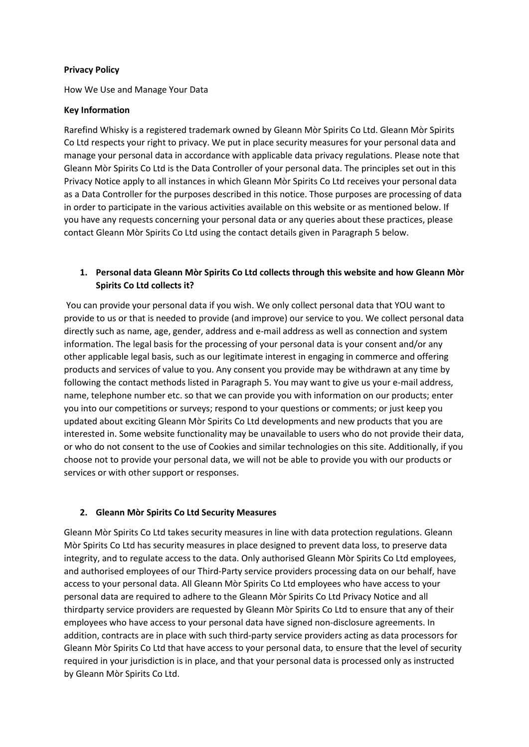**Privacy Policy**

How We Use and Manage Your Data

**Key Information**

Rarefind Whisky is a registered trademark owned by Gleann Mòr Spirits Co Ltd. Gleann Mòr Spirits Co Ltd respects your right to privacy. We put in place security measures for your personal data and manage your personal data in accordance with applicable data privacy regulations. Please note that Gleann Mòr Spirits Co Ltd is the Data Controller of your personal data. The principles set out in this Privacy Notice apply to all instances in which Gleann Mòr Spirits Co Ltd receives your personal data as a Data Controller for the purposes described in this notice. Those purposes are processing of data in order to participate in the various activities available on this website or as mentioned below. If you have any requests concerning your personal data or any queries about these practices, please contact Gleann Mòr Spirits Co Ltd using the contact details given in Paragraph 5 below.

1. **Personal data Gleann Mòr Spirits Co Ltd collects through this website and how Gleann Mòr Spirits Co Ltd collects it?**

You can provide your personal data if you wish. We only collect personal data that YOU want to provide to us or that is needed to provide (and improve) our service to you. We collect personal data directly such as name, age, gender, address and e-mail address as well as connection and system information. The legal basis for the processing of your personal data is your consent and/or any other applicable legal basis, such as our legitimate interest in engaging in commerce and offering products and services of value to you. Any consent you provide may be withdrawn at any time by following the contact methods listed in Paragraph 5. You may want to give us your e-mail address, name, telephone number etc. so that we can provide you with information on our products; enter you into our competitions or surveys; respond to your questions or comments; or just keep you updated about exciting Gleann Mòr Spirits Co Ltd developments and new products that you are interested in. Some website functionality may be unavailable to users who do not provide their data, or who do not consent to the use of Cookies and similar technologies on this site. Additionally, if you choose not to provide your personal data, we will not be able to provide you with our products or services or with other support or responses.

2. **Gleann Mòr Spirits Co Ltd Security Measures**

Gleann Mòr Spirits Co Ltd takes security measures in line with data protection regulations. Gleann Mòr Spirits Co Ltd has security measures in place designed to prevent data loss, to preserve data integrity, and to regulate access to the data. Only authorised Gleann Mòr Spirits Co Ltd employees, and authorised employees of our Third-Party service providers processing data on our behalf, have access to your personal data. All Gleann Mòr Spirits Co Ltd employees who have access to your personal data are required to adhere to the Gleann Mòr Spirits Co Ltd Privacy Notice and all thirdparty service providers are requested by Gleann Mòr Spirits Co Ltd to ensure that any of their employees who have access to your personal data have signed non-disclosure agreements. In addition, contracts are in place with such third-party service providers acting as data processors for Gleann Mòr Spirits Co Ltd that have access to your personal data, to ensure that the level of security required in your jurisdiction is in place, and that your personal data is processed only as instructed by Gleann Mòr Spirits Co Ltd.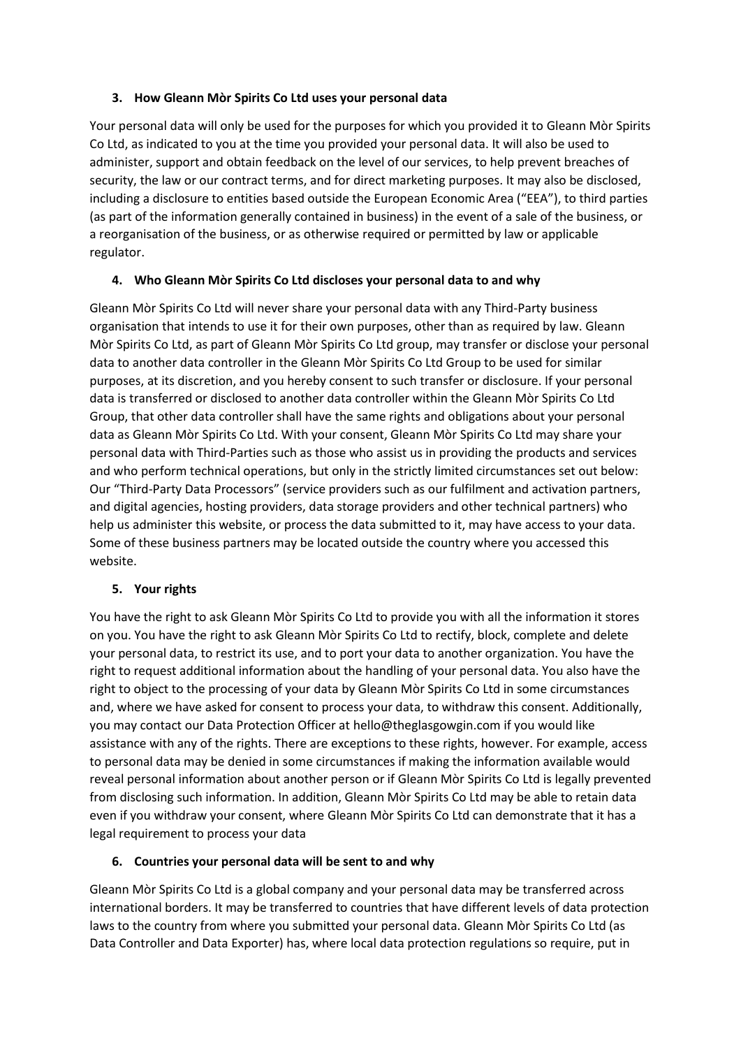### 3. How Gleann Mòr Spirits Co Ltd uses your personal data

Your personal data will only be used for the purposes for which you provided it to Gleann Mòr Spirits Co Ltd, as indicated to you at the time you provided your personal data. It will also be used to administer, support and obtain feedback on the level of our services, to help prevent breaches of security, the law or our contract terms, and for direct marketing purposes. It may also be disclosed, including a disclosure to entities based outside the European Economic Area ("EEA"), to third parties (as part of the information generally contained in business) in the event of a sale of the business, or a reorganisation of the business, or as otherwise required or permitted by law or applicable regulator.

### 4. Who Gleann Mòr Spirits Co Ltd discloses your personal data to and why

Gleann Mòr Spirits Co Ltd will never share your personal data with any Third-Party business organisation that intends to use it for their own purposes, other than as required by law. Gleann Mòr Spirits Co Ltd, as part of Gleann Mòr Spirits Co Ltd group, may transfer or disclose your personal data to another data controller in the Gleann Mòr Spirits Co Ltd Group to be used for similar purposes, at its discretion, and you hereby consent to such transfer or disclosure. If your personal data is transferred or disclosed to another data controller within the Gleann Mòr Spirits Co Ltd Group, that other data controller shall have the same rights and obligations about your personal data as Gleann Mòr Spirits Co Ltd. With your consent, Gleann Mòr Spirits Co Ltd may share your personal data with Third-Parties such as those who assist us in providing the products and services and who perform technical operations, but only in the strictly limited circumstances set out below: Our "Third-Party Data Processors" (service providers such as our fulfilment and activation partners, and digital agencies, hosting providers, data storage providers and other technical partners) who help us administer this website, or process the data submitted to it, may have access to your data. Some of these business partners may be located outside the country where you accessed this website.

### 5. Your rights

You have the right to ask Gleann Mòr Spirits Co Ltd to provide you with all the information it stores on you. You have the right to ask Gleann Mòr Spirits Co Ltd to rectify, block, complete and delete your personal data, to restrict its use, and to port your data to another organization. You have the right to request additional information about the handling of your personal data. You also have the right to object to the processing of your data by Gleann Mòr Spirits Co Ltd in some circumstances and, where we have asked for consent to process your data, to withdraw this consent. Additionally, you may contact our Data Protection Officer at hello@theglasgowgin.com if you would like assistance with any of the rights. There are exceptions to these rights, however. For example, access to personal data may be denied in some circumstances if making the information available would reveal personal information about another person or if Gleann Mòr Spirits Co Ltd is legally prevented from disclosing such information. In addition, Gleann Mòr Spirits Co Ltd may be able to retain data even if you withdraw your consent, where Gleann Mòr Spirits Co Ltd can demonstrate that it has a legal requirement to process your data

### 6. Countries your personal data will be sent to and why

Gleann Mòr Spirits Co Ltd is a global company and your personal data may be transferred across international borders. It may be transferred to countries that have different levels of data protection laws to the country from where you submitted your personal data. Gleann Mòr Spirits Co Ltd (as Data Controller and Data Exporter) has, where local data protection regulations so require, put in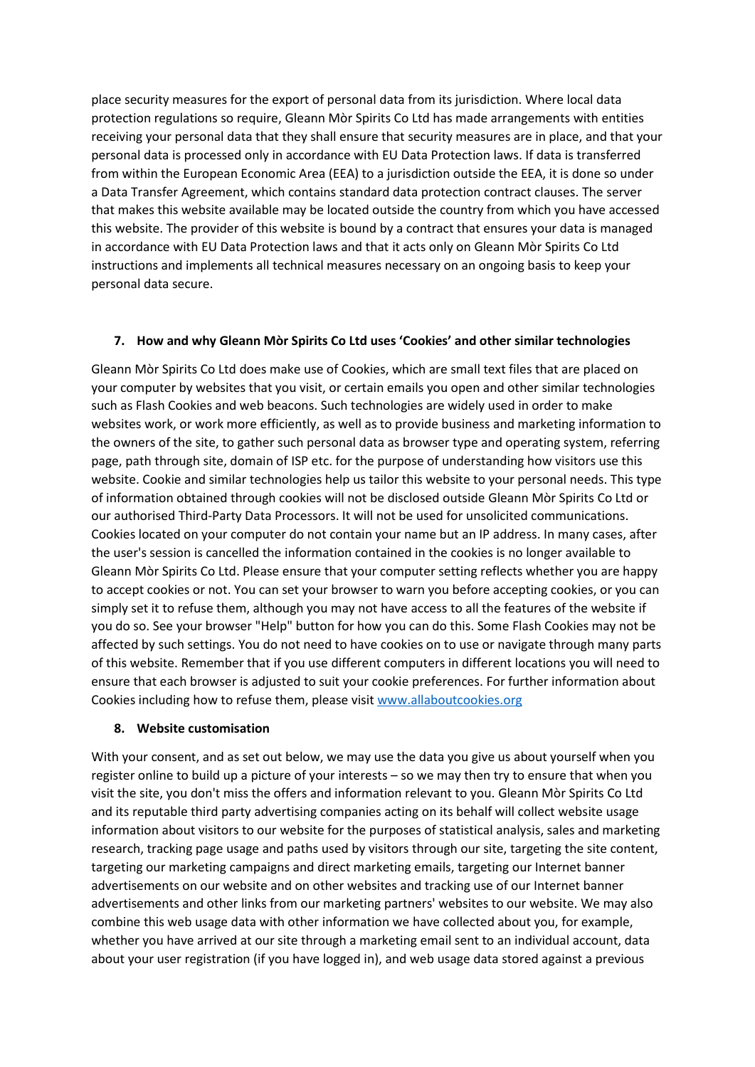place security measures for the export of personal data from its jurisdiction. Where local data protection regulations so require, Gleann Mòr Spirits Co Ltd has made arrangements with entities receiving your personal data that they shall ensure that security measures are in place, and that your personal data is processed only in accordance with EU Data Protection laws. If data is transferred from within the European Economic Area (EEA) to a jurisdiction outside the EEA, it is done so under a Data Transfer Agreement, which contains standard data protection contract clauses. The server that makes this website available may be located outside the country from which you have accessed this website. The provider of this website is bound by a contract that ensures your data is managed in accordance with EU Data Protection laws and that it acts only on Gleann Mòr Spirits Co Ltd instructions and implements all technical measures necessary on an ongoing basis to keep your personal data secure.

## 7. How and why Gleann Mòr Spirits Co Ltd uses 'Cookies' and other similar technologies

Gleann Mòr Spirits Co Ltd does make use of Cookies, which are small text files that are placed on your computer by websites that you visit, or certain emails you open and other similar technologies such as Flash Cookies and web beacons. Such technologies are widely used in order to make websites work, or work more efficiently, as well as to provide business and marketing information to the owners of the site, to gather such personal data as browser type and operating system, referring page, path through site, domain of ISP etc. for the purpose of understanding how visitors use this website. Cookie and similar technologies help us tailor this website to your personal needs. This type of information obtained through cookies will not be disclosed outside Gleann Mòr Spirits Co Ltd or our authorised Third-Party Data Processors. It will not be used for unsolicited communications. Cookies located on your computer do not contain your name but an IP address. In many cases, after the user's session is cancelled the information contained in the cookies is no longer available to Gleann Mòr Spirits Co Ltd. Please ensure that your computer setting reflects whether you are happy to accept cookies or not. You can set your browser to warn you before accepting cookies, or you can simply set it to refuse them, although you may not have access to all the features of the website if you do so. See your browser "Help" button for how you can do this. Some Flash Cookies may not be affected by such settings. You do not need to have cookies on to use or navigate through many parts of this website. Remember that if you use different computers in different locations you will need to ensure that each browser is adjusted to suit your cookie preferences. For further information about Cookies including how to refuse them, please visit [www.allaboutcookies.org](http://www.allaboutcookies.org)

## 8. Website customisation

With your consent, and as set out below, we may use the data you give us about yourself when you register online to build up a picture of your interests – so we may then try to ensure that when you visit the site, you don't miss the offers and information relevant to you. Gleann Mòr Spirits Co Ltd and its reputable third party advertising companies acting on its behalf will collect website usage information about visitors to our website for the purposes of statistical analysis, sales and marketing research, tracking page usage and paths used by visitors through our site, targeting the site content, targeting our marketing campaigns and direct marketing emails, targeting our Internet banner advertisements on our website and on other websites and tracking use of our Internet banner advertisements and other links from our marketing partners' websites to our website. We may also combine this web usage data with other information we have collected about you, for example, whether you have arrived at our site through a marketing email sent to an individual account, data about your user registration (if you have logged in), and web usage data stored against a previous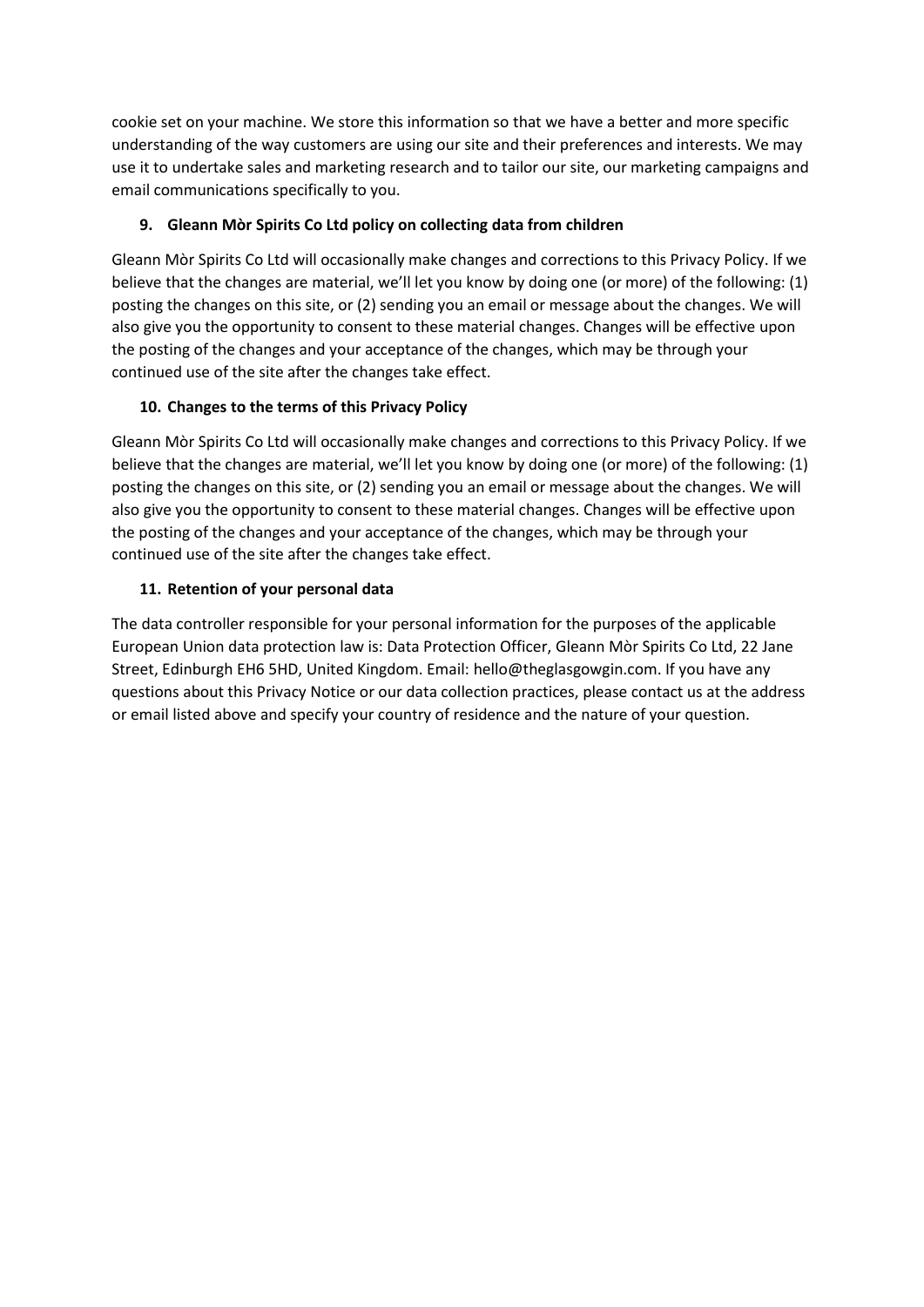cookie set on your machine. We store this information so that we have a better and more specific understanding of the way customers are using our site and their preferences and interests. We may use it to undertake sales and marketing research and to tailor our site, our marketing campaigns and email communications specifically to you.

**9. Gleann Mòr Spirits Co Ltd policy on collecting data from children**

Gleann Mòr Spirits Co Ltd will occasionally make changes and corrections to this Privacy Policy. If we believe that the changes are material, we'll let you know by doing one (or more) of the following: (1) posting the changes on this site, or (2) sending you an email or message about the changes. We will also give you the opportunity to consent to these material changes. Changes will be effective upon the posting of the changes and your acceptance of the changes, which may be through your continued use of the site after the changes take effect.

**10. Changes to the terms of this Privacy Policy**

Gleann Mòr Spirits Co Ltd will occasionally make changes and corrections to this Privacy Policy. If we believe that the changes are material, we'll let you know by doing one (or more) of the following: (1) posting the changes on this site, or (2) sending you an email or message about the changes. We will also give you the opportunity to consent to these material changes. Changes will be effective upon the posting of the changes and your acceptance of the changes, which may be through your continued use of the site after the changes take effect.

**11. Retention of your personal data**

The data controller responsible for your personal information for the purposes of the applicable European Union data protection law is: Data Protection Officer, Gleann Mòr Spirits Co Ltd, 22 Jane Street, Edinburgh EH6 5HD, United Kingdom. Email: hello@theglasgowgin.com. If you have any questions about this Privacy Notice or our data collection practices, please contact us at the address or email listed above and specify your country of residence and the nature of your question.